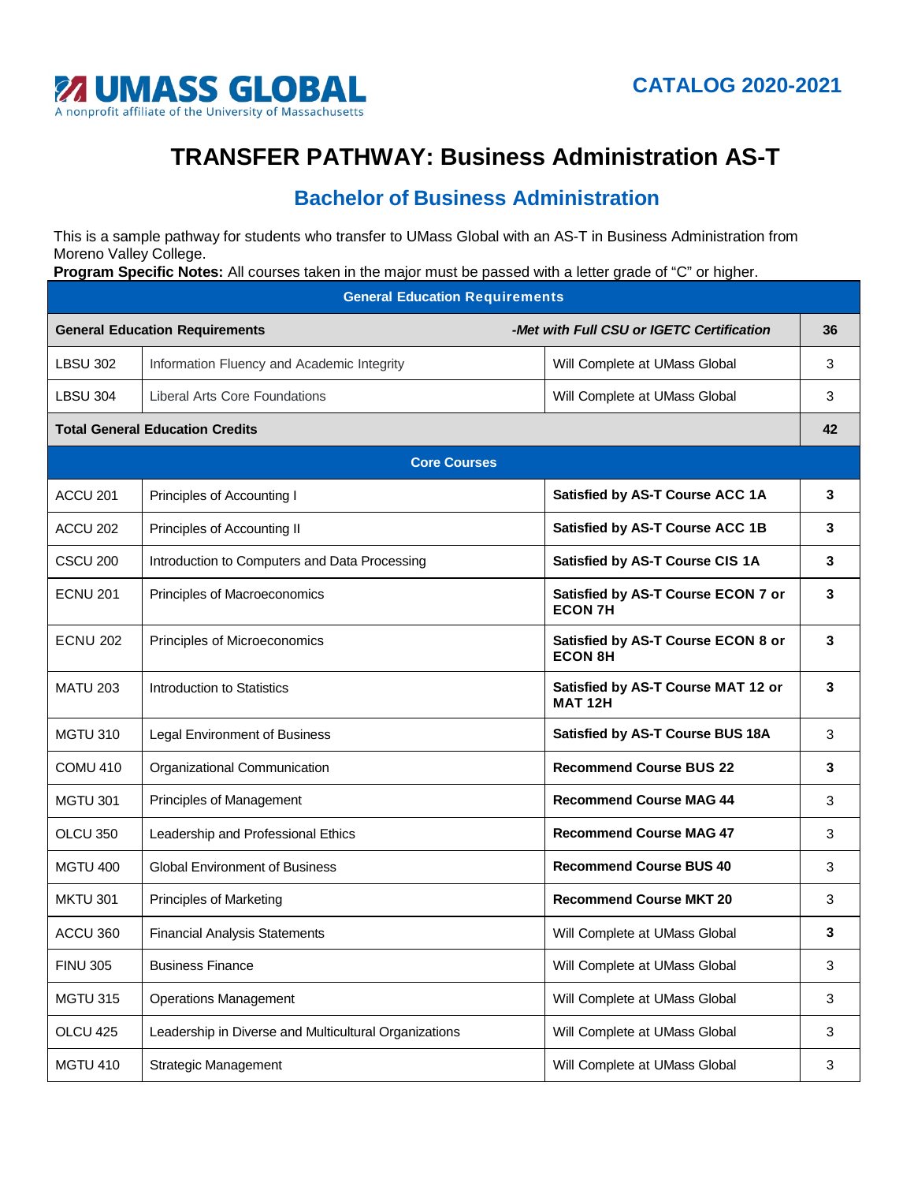**UMASS GLOBAL**
A nonprofit affiliate of the University of Massachusetts

**CATALOG 2020-2021**

# TRANSFER PATHWAY: Business Administration AS-T

## Bachelor of Business Administration

This is a sample pathway for students who transfer to UMass Global with an AS-T in Business Administration from Moreno Valley College.

**Program Specific Notes:** All courses taken in the major must be passed with a letter grade of "C" or higher.

| General Education Requirements | | | |
|---|---|---|---|
| **General Education Requirements** | | ***-Met with Full CSU or IGETC Certification*** | **36** |
| LBSU 302 | Information Fluency and Academic Integrity | Will Complete at UMass Global | 3 |
| LBSU 304 | Liberal Arts Core Foundations | Will Complete at UMass Global | 3 |
| **Total General Education Credits** | | | **42** |
| **Core Courses** | | | |
| ACCU 201 | Principles of Accounting I | **Satisfied by AS-T Course ACC 1A** | **3** |
| ACCU 202 | Principles of Accounting II | **Satisfied by AS-T Course ACC 1B** | **3** |
| CSCU 200 | Introduction to Computers and Data Processing | **Satisfied by AS-T Course CIS 1A** | **3** |
| ECNU 201 | Principles of Macroeconomics | **Satisfied by AS-T Course ECON 7 or ECON 7H** | **3** |
| ECNU 202 | Principles of Microeconomics | **Satisfied by AS-T Course ECON 8 or ECON 8H** | **3** |
| MATU 203 | Introduction to Statistics | **Satisfied by AS-T Course MAT 12 or MAT 12H** | **3** |
| MGTU 310 | Legal Environment of Business | **Satisfied by AS-T Course BUS 18A** | 3 |
| COMU 410 | Organizational Communication | **Recommend Course BUS 22** | **3** |
| MGTU 301 | Principles of Management | **Recommend Course MAG 44** | 3 |
| OLCU 350 | Leadership and Professional Ethics | **Recommend Course MAG 47** | 3 |
| MGTU 400 | Global Environment of Business | **Recommend Course BUS 40** | 3 |
| MKTU 301 | Principles of Marketing | **Recommend Course MKT 20** | 3 |
| ACCU 360 | Financial Analysis Statements | Will Complete at UMass Global | **3** |
| FINU 305 | Business Finance | Will Complete at UMass Global | 3 |
| MGTU 315 | Operations Management | Will Complete at UMass Global | 3 |
| OLCU 425 | Leadership in Diverse and Multicultural Organizations | Will Complete at UMass Global | 3 |
| MGTU 410 | Strategic Management | Will Complete at UMass Global | 3 |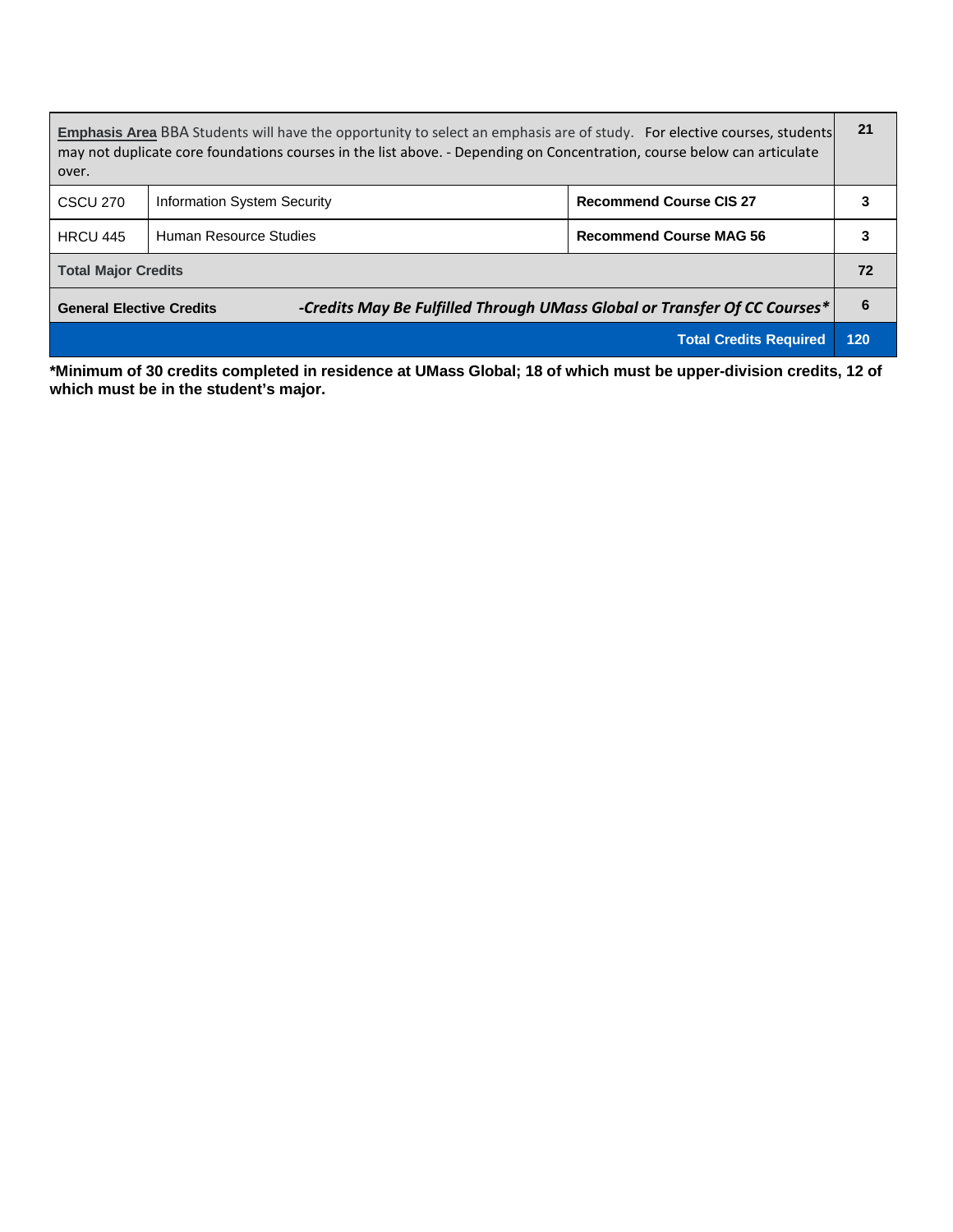| | | | |
|---|---|---|---|
| **Emphasis Area** BBA Students will have the opportunity to select an emphasis are of study. For elective courses, students may not duplicate core foundations courses in the list above. - Depending on Concentration, course below can articulate over. | | | **21** |
| CSCU 270 | Information System Security | **Recommend Course CIS 27** | **3** |
| HRCU 445 | Human Resource Studies | **Recommend Course MAG 56** | **3** |
| **Total Major Credits** | | | **72** |
| **General Elective Credits** | ***-Credits May Be Fulfilled Through UMass Global or Transfer Of CC Courses**** | | **6** |
| | | **Total Credits Required** | **120** |

***Minimum of 30 credits completed in residence at UMass Global; 18 of which must be upper-division credits, 12 of which must be in the student's major.**